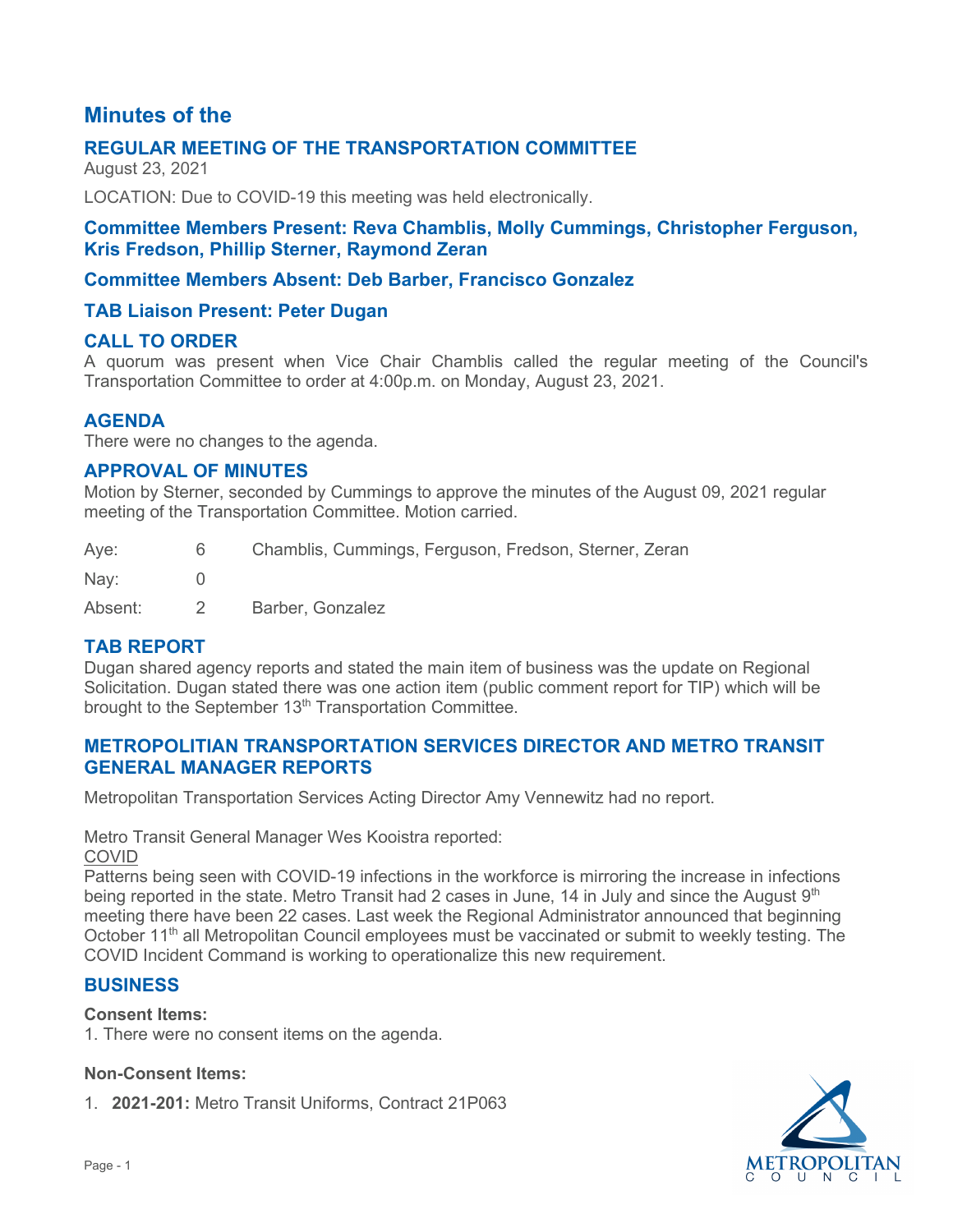# Minutes of the

## REGULAR MEETING OF THE TRANSPORTATION COMMITTEE

August 23, 2021

LOCATION: Due to COVID-19 this meeting was held electronically.

### Committee Members Present: Reva Chamblis, Molly Cummings, Christopher Ferguson, Kris Fredson, Phillip Sterner, Raymond Zeran

### Committee Members Absent: Deb Barber, Francisco Gonzalez

### TAB Liaison Present: Peter Dugan

## CALL TO ORDER

A quorum was present when Vice Chair Chamblis called the regular meeting of the Council's Transportation Committee to order at 4:00p.m. on Monday, August 23, 2021.

## AGENDA

There were no changes to the agenda.

## APPROVAL OF MINUTES

Motion by Sterner, seconded by Cummings to approve the minutes of the August 09, 2021 regular meeting of the Transportation Committee. Motion carried.

| | | |
|---|---|---|
| Aye: | 6 | Chamblis, Cummings, Ferguson, Fredson, Sterner, Zeran |
| Nay: | 0 | |
| Absent: | 2 | Barber, Gonzalez |

## TAB REPORT

Dugan shared agency reports and stated the main item of business was the update on Regional Solicitation. Dugan stated there was one action item (public comment report for TIP) which will be brought to the September 13th Transportation Committee.

## METROPOLITAN TRANSPORTATION SERVICES DIRECTOR AND METRO TRANSIT GENERAL MANAGER REPORTS

Metropolitan Transportation Services Acting Director Amy Vennewitz had no report.

Metro Transit General Manager Wes Kooistra reported:

COVID

Patterns being seen with COVID-19 infections in the workforce is mirroring the increase in infections being reported in the state. Metro Transit had 2 cases in June, 14 in July and since the August 9th meeting there have been 22 cases. Last week the Regional Administrator announced that beginning October 11th all Metropolitan Council employees must be vaccinated or submit to weekly testing. The COVID Incident Command is working to operationalize this new requirement.

## BUSINESS

**Consent Items:**

1. There were no consent items on the agenda.

**Non-Consent Items:**

1. **2021-201:** Metro Transit Uniforms, Contract 21P063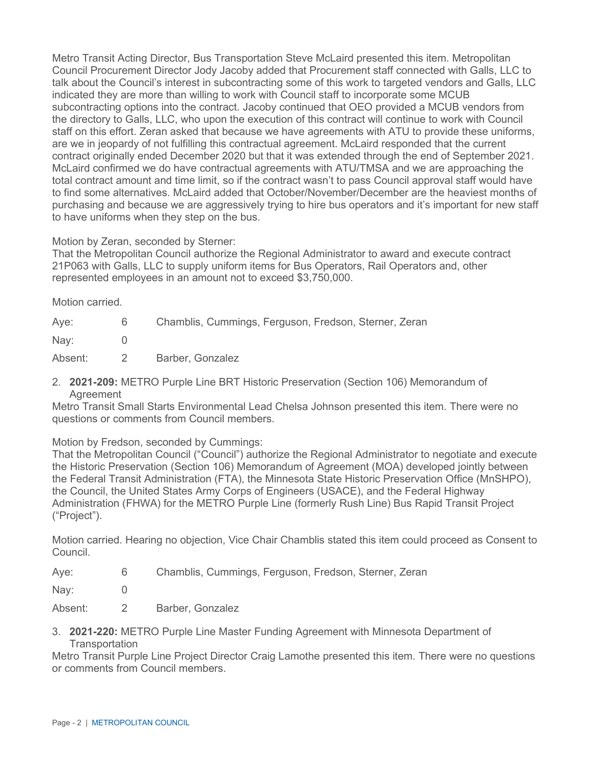Metro Transit Acting Director, Bus Transportation Steve McLaird presented this item. Metropolitan Council Procurement Director Jody Jacoby added that Procurement staff connected with Galls, LLC to talk about the Council's interest in subcontracting some of this work to targeted vendors and Galls, LLC indicated they are more than willing to work with Council staff to incorporate some MCUB subcontracting options into the contract. Jacoby continued that OEO provided a MCUB vendors from the directory to Galls, LLC, who upon the execution of this contract will continue to work with Council staff on this effort. Zeran asked that because we have agreements with ATU to provide these uniforms, are we in jeopardy of not fulfilling this contractual agreement. McLaird responded that the current contract originally ended December 2020 but that it was extended through the end of September 2021. McLaird confirmed we do have contractual agreements with ATU/TMSA and we are approaching the total contract amount and time limit, so if the contract wasn't to pass Council approval staff would have to find some alternatives. McLaird added that October/November/December are the heaviest months of purchasing and because we are aggressively trying to hire bus operators and it's important for new staff to have uniforms when they step on the bus.

Motion by Zeran, seconded by Sterner:
That the Metropolitan Council authorize the Regional Administrator to award and execute contract 21P063 with Galls, LLC to supply uniform items for Bus Operators, Rail Operators and, other represented employees in an amount not to exceed $3,750,000.

Motion carried.

| | | |
|---|---|---|
| Aye: | 6 | Chamblis, Cummings, Ferguson, Fredson, Sterner, Zeran |
| Nay: | 0 | |
| Absent: | 2 | Barber, Gonzalez |

2. **2021-209:** METRO Purple Line BRT Historic Preservation (Section 106) Memorandum of Agreement

Metro Transit Small Starts Environmental Lead Chelsa Johnson presented this item. There were no questions or comments from Council members.

Motion by Fredson, seconded by Cummings:
That the Metropolitan Council ("Council") authorize the Regional Administrator to negotiate and execute the Historic Preservation (Section 106) Memorandum of Agreement (MOA) developed jointly between the Federal Transit Administration (FTA), the Minnesota State Historic Preservation Office (MnSHPO), the Council, the United States Army Corps of Engineers (USACE), and the Federal Highway Administration (FHWA) for the METRO Purple Line (formerly Rush Line) Bus Rapid Transit Project ("Project").

Motion carried. Hearing no objection, Vice Chair Chamblis stated this item could proceed as Consent to Council.

| | | |
|---|---|---|
| Aye: | 6 | Chamblis, Cummings, Ferguson, Fredson, Sterner, Zeran |
| Nay: | 0 | |
| Absent: | 2 | Barber, Gonzalez |

3. **2021-220:** METRO Purple Line Master Funding Agreement with Minnesota Department of Transportation

Metro Transit Purple Line Project Director Craig Lamothe presented this item. There were no questions or comments from Council members.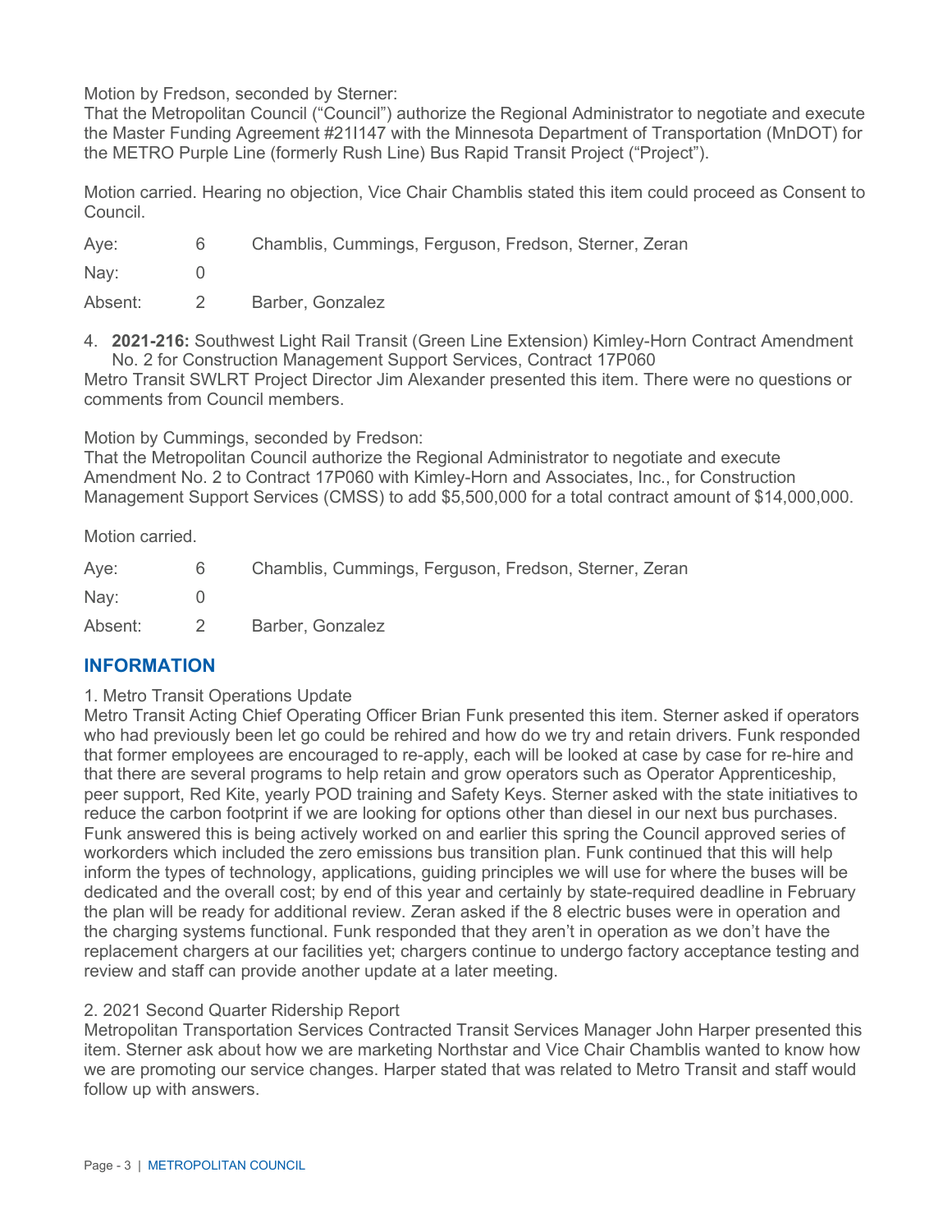Motion by Fredson, seconded by Sterner:

That the Metropolitan Council ("Council") authorize the Regional Administrator to negotiate and execute the Master Funding Agreement #21I147 with the Minnesota Department of Transportation (MnDOT) for the METRO Purple Line (formerly Rush Line) Bus Rapid Transit Project ("Project").

Motion carried. Hearing no objection, Vice Chair Chamblis stated this item could proceed as Consent to Council.

| | | |
|---|---|---|
| Aye: | 6 | Chamblis, Cummings, Ferguson, Fredson, Sterner, Zeran |
| Nay: | 0 | |
| Absent: | 2 | Barber, Gonzalez |

4. **2021-216:** Southwest Light Rail Transit (Green Line Extension) Kimley-Horn Contract Amendment No. 2 for Construction Management Support Services, Contract 17P060

Metro Transit SWLRT Project Director Jim Alexander presented this item. There were no questions or comments from Council members.

Motion by Cummings, seconded by Fredson:

That the Metropolitan Council authorize the Regional Administrator to negotiate and execute Amendment No. 2 to Contract 17P060 with Kimley-Horn and Associates, Inc., for Construction Management Support Services (CMSS) to add $5,500,000 for a total contract amount of $14,000,000.

Motion carried.

| | | |
|---|---|---|
| Aye: | 6 | Chamblis, Cummings, Ferguson, Fredson, Sterner, Zeran |
| Nay: | 0 | |
| Absent: | 2 | Barber, Gonzalez |

## INFORMATION

1. Metro Transit Operations Update

Metro Transit Acting Chief Operating Officer Brian Funk presented this item. Sterner asked if operators who had previously been let go could be rehired and how do we try and retain drivers. Funk responded that former employees are encouraged to re-apply, each will be looked at case by case for re-hire and that there are several programs to help retain and grow operators such as Operator Apprenticeship, peer support, Red Kite, yearly POD training and Safety Keys. Sterner asked with the state initiatives to reduce the carbon footprint if we are looking for options other than diesel in our next bus purchases. Funk answered this is being actively worked on and earlier this spring the Council approved series of workorders which included the zero emissions bus transition plan. Funk continued that this will help inform the types of technology, applications, guiding principles we will use for where the buses will be dedicated and the overall cost; by end of this year and certainly by state-required deadline in February the plan will be ready for additional review. Zeran asked if the 8 electric buses were in operation and the charging systems functional. Funk responded that they aren't in operation as we don't have the replacement chargers at our facilities yet; chargers continue to undergo factory acceptance testing and review and staff can provide another update at a later meeting.

2. 2021 Second Quarter Ridership Report

Metropolitan Transportation Services Contracted Transit Services Manager John Harper presented this item. Sterner ask about how we are marketing Northstar and Vice Chair Chamblis wanted to know how we are promoting our service changes. Harper stated that was related to Metro Transit and staff would follow up with answers.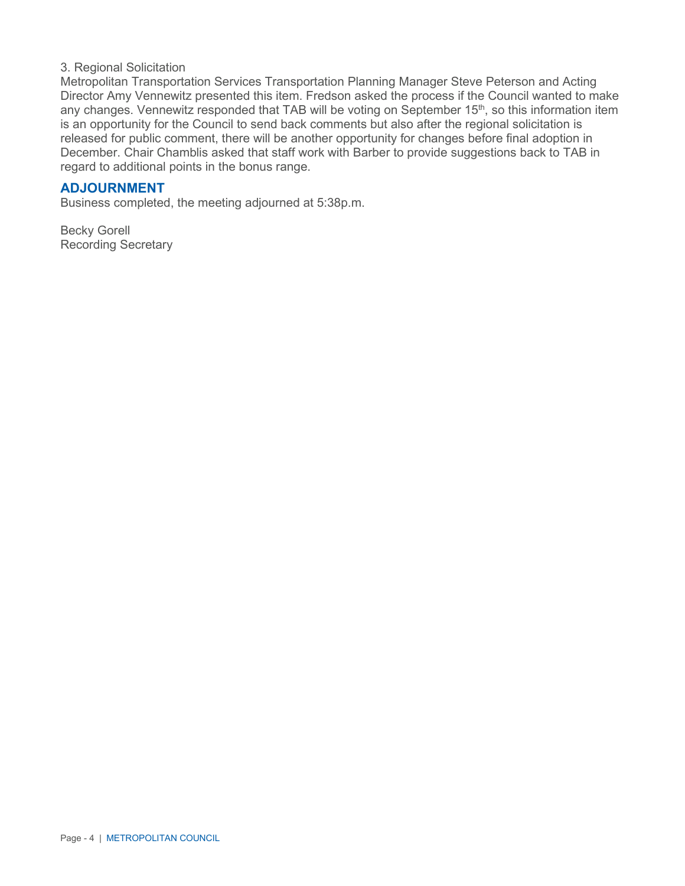3. Regional Solicitation

Metropolitan Transportation Services Transportation Planning Manager Steve Peterson and Acting Director Amy Vennewitz presented this item. Fredson asked the process if the Council wanted to make any changes. Vennewitz responded that TAB will be voting on September 15th, so this information item is an opportunity for the Council to send back comments but also after the regional solicitation is released for public comment, there will be another opportunity for changes before final adoption in December. Chair Chamblis asked that staff work with Barber to provide suggestions back to TAB in regard to additional points in the bonus range.

## ADJOURNMENT

Business completed, the meeting adjourned at 5:38p.m.

Becky Gorell
Recording Secretary